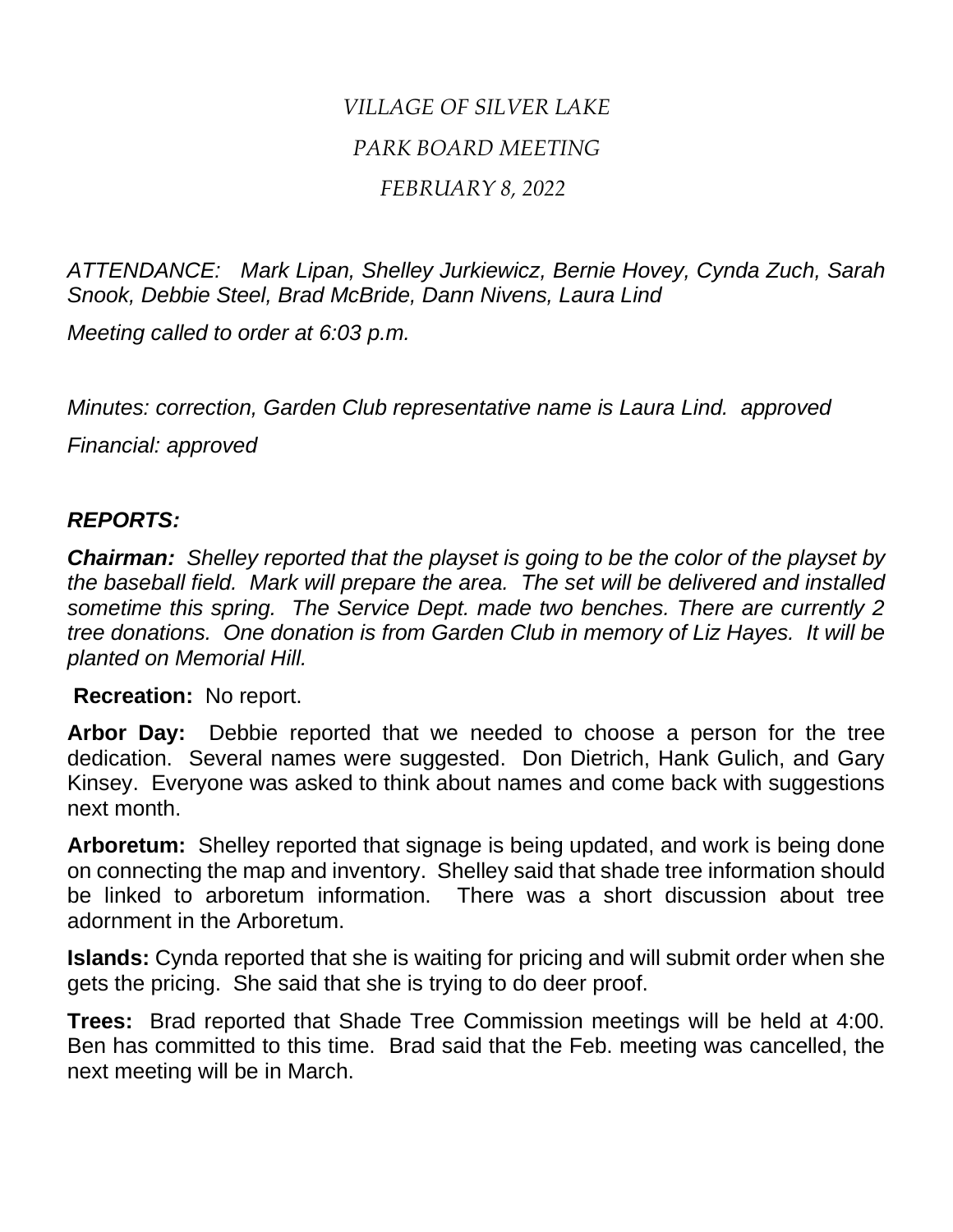*VILLAGE OF SILVER LAKE*

*PARK BOARD MEETING*

*FEBRUARY 8, 2022*

*ATTENDANCE: Mark Lipan, Shelley Jurkiewicz, Bernie Hovey, Cynda Zuch, Sarah Snook, Debbie Steel, Brad McBride, Dann Nivens, Laura Lind*

*Meeting called to order at 6:03 p.m.*

*Minutes: correction, Garden Club representative name is Laura Lind. approved*

*Financial: approved*

## ***REPORTS:***

***Chairman:*** *Shelley reported that the playset is going to be the color of the playset by the baseball field. Mark will prepare the area. The set will be delivered and installed sometime this spring. The Service Dept. made two benches. There are currently 2 tree donations. One donation is from Garden Club in memory of Liz Hayes. It will be planted on Memorial Hill.*

**Recreation:** No report.

**Arbor Day:** Debbie reported that we needed to choose a person for the tree dedication. Several names were suggested. Don Dietrich, Hank Gulich, and Gary Kinsey. Everyone was asked to think about names and come back with suggestions next month.

**Arboretum:** Shelley reported that signage is being updated, and work is being done on connecting the map and inventory. Shelley said that shade tree information should be linked to arboretum information. There was a short discussion about tree adornment in the Arboretum.

**Islands:** Cynda reported that she is waiting for pricing and will submit order when she gets the pricing. She said that she is trying to do deer proof.

**Trees:** Brad reported that Shade Tree Commission meetings will be held at 4:00. Ben has committed to this time. Brad said that the Feb. meeting was cancelled, the next meeting will be in March.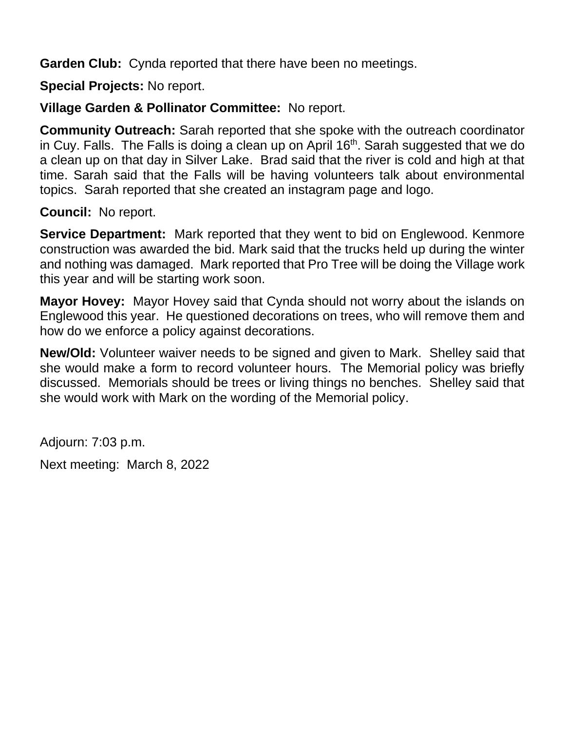**Garden Club:** Cynda reported that there have been no meetings.

**Special Projects:** No report.

**Village Garden & Pollinator Committee:** No report.

**Community Outreach:** Sarah reported that she spoke with the outreach coordinator in Cuy. Falls. The Falls is doing a clean up on April 16th. Sarah suggested that we do a clean up on that day in Silver Lake. Brad said that the river is cold and high at that time. Sarah said that the Falls will be having volunteers talk about environmental topics. Sarah reported that she created an instagram page and logo.

**Council:** No report.

**Service Department:** Mark reported that they went to bid on Englewood. Kenmore construction was awarded the bid. Mark said that the trucks held up during the winter and nothing was damaged. Mark reported that Pro Tree will be doing the Village work this year and will be starting work soon.

**Mayor Hovey:** Mayor Hovey said that Cynda should not worry about the islands on Englewood this year. He questioned decorations on trees, who will remove them and how do we enforce a policy against decorations.

**New/Old:** Volunteer waiver needs to be signed and given to Mark. Shelley said that she would make a form to record volunteer hours. The Memorial policy was briefly discussed. Memorials should be trees or living things no benches. Shelley said that she would work with Mark on the wording of the Memorial policy.

Adjourn: 7:03 p.m.

Next meeting: March 8, 2022